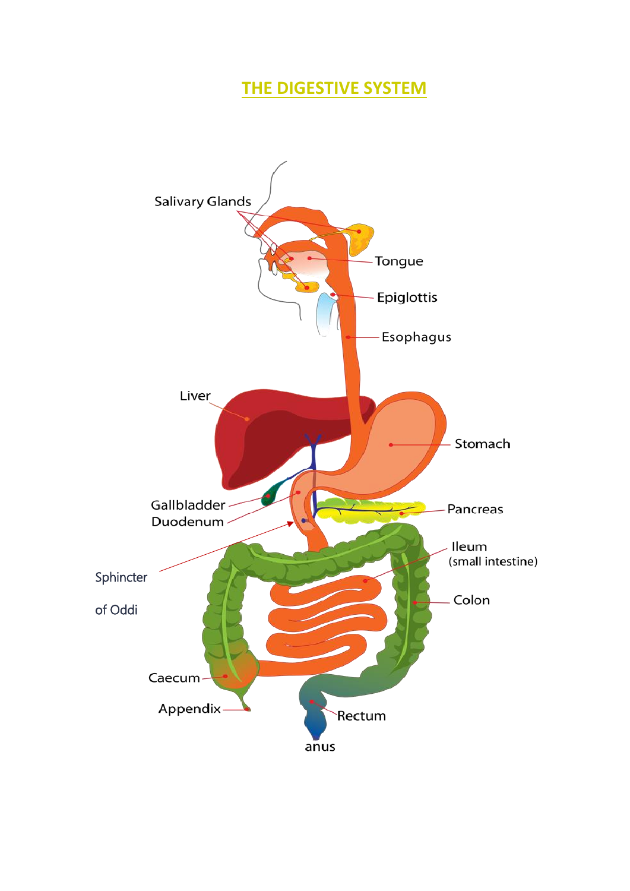# THE DIGESTIVE SYSTEM

Salivary Glands

Tongue

Epiglottis

Esophagus

Liver

Stomach

Gallbladder

Duodenum

Pancreas

Sphincter of Oddi

Ileum (small intestine)

Colon

Caecum

Appendix

Rectum

anus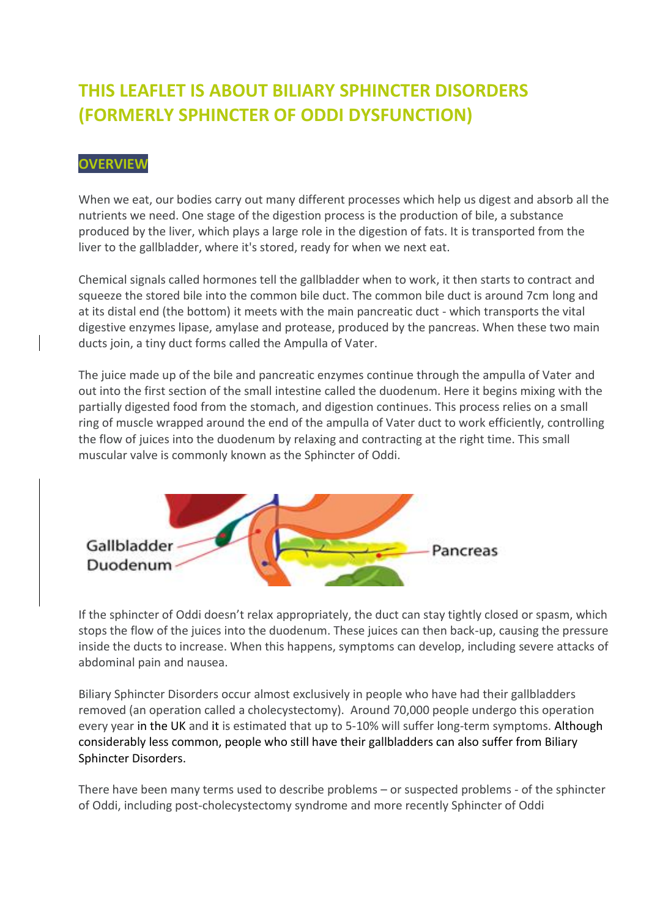# THIS LEAFLET IS ABOUT BILIARY SPHINCTER DISORDERS (FORMERLY SPHINCTER OF ODDI DYSFUNCTION)

## OVERVIEW

When we eat, our bodies carry out many different processes which help us digest and absorb all the nutrients we need. One stage of the digestion process is the production of bile, a substance produced by the liver, which plays a large role in the digestion of fats. It is transported from the liver to the gallbladder, where it's stored, ready for when we next eat.

Chemical signals called hormones tell the gallbladder when to work, it then starts to contract and squeeze the stored bile into the common bile duct. The common bile duct is around 7cm long and at its distal end (the bottom) it meets with the main pancreatic duct - which transports the vital digestive enzymes lipase, amylase and protease, produced by the pancreas. When these two main ducts join, a tiny duct forms called the Ampulla of Vater.

The juice made up of the bile and pancreatic enzymes continue through the ampulla of Vater and out into the first section of the small intestine called the duodenum. Here it begins mixing with the partially digested food from the stomach, and digestion continues. This process relies on a small ring of muscle wrapped around the end of the ampulla of Vater duct to work efficiently, controlling the flow of juices into the duodenum by relaxing and contracting at the right time. This small muscular valve is commonly known as the Sphincter of Oddi.

Gallbladder
Duodenum
Pancreas

If the sphincter of Oddi doesn't relax appropriately, the duct can stay tightly closed or spasm, which stops the flow of the juices into the duodenum. These juices can then back-up, causing the pressure inside the ducts to increase. When this happens, symptoms can develop, including severe attacks of abdominal pain and nausea.

Biliary Sphincter Disorders occur almost exclusively in people who have had their gallbladders removed (an operation called a cholecystectomy). Around 70,000 people undergo this operation every year in the UK and it is estimated that up to 5-10% will suffer long-term symptoms. Although considerably less common, people who still have their gallbladders can also suffer from Biliary Sphincter Disorders.

There have been many terms used to describe problems – or suspected problems - of the sphincter of Oddi, including post-cholecystectomy syndrome and more recently Sphincter of Oddi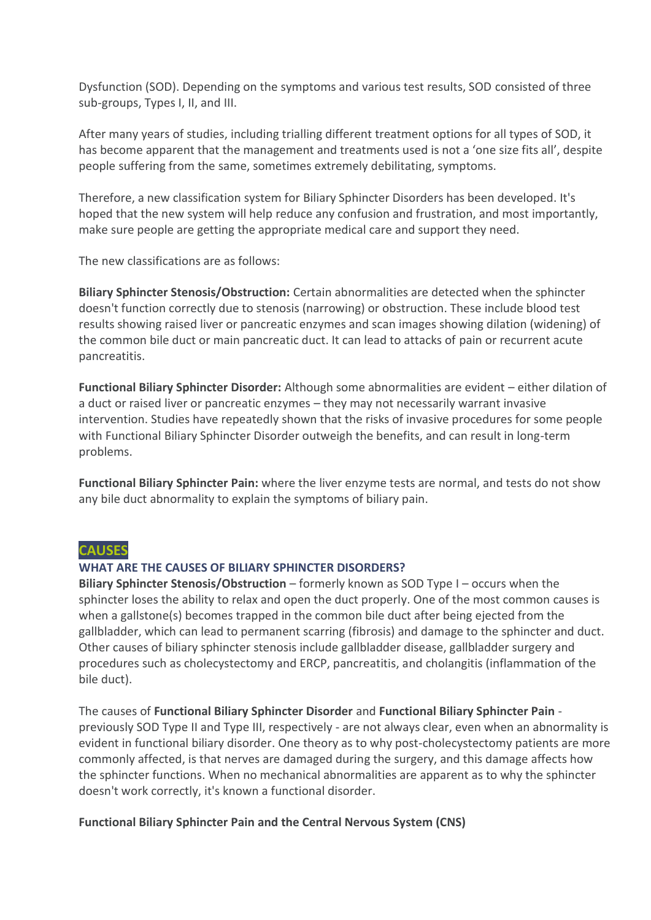Dysfunction (SOD). Depending on the symptoms and various test results, SOD consisted of three sub-groups, Types I, II, and III.

After many years of studies, including trialling different treatment options for all types of SOD, it has become apparent that the management and treatments used is not a 'one size fits all', despite people suffering from the same, sometimes extremely debilitating, symptoms.

Therefore, a new classification system for Biliary Sphincter Disorders has been developed. It's hoped that the new system will help reduce any confusion and frustration, and most importantly, make sure people are getting the appropriate medical care and support they need.

The new classifications are as follows:

**Biliary Sphincter Stenosis/Obstruction:** Certain abnormalities are detected when the sphincter doesn't function correctly due to stenosis (narrowing) or obstruction. These include blood test results showing raised liver or pancreatic enzymes and scan images showing dilation (widening) of the common bile duct or main pancreatic duct. It can lead to attacks of pain or recurrent acute pancreatitis.

**Functional Biliary Sphincter Disorder:** Although some abnormalities are evident – either dilation of a duct or raised liver or pancreatic enzymes – they may not necessarily warrant invasive intervention. Studies have repeatedly shown that the risks of invasive procedures for some people with Functional Biliary Sphincter Disorder outweigh the benefits, and can result in long-term problems.

**Functional Biliary Sphincter Pain:** where the liver enzyme tests are normal, and tests do not show any bile duct abnormality to explain the symptoms of biliary pain.

## CAUSES

### WHAT ARE THE CAUSES OF BILIARY SPHINCTER DISORDERS?

**Biliary Sphincter Stenosis/Obstruction** – formerly known as SOD Type I – occurs when the sphincter loses the ability to relax and open the duct properly. One of the most common causes is when a gallstone(s) becomes trapped in the common bile duct after being ejected from the gallbladder, which can lead to permanent scarring (fibrosis) and damage to the sphincter and duct. Other causes of biliary sphincter stenosis include gallbladder disease, gallbladder surgery and procedures such as cholecystectomy and ERCP, pancreatitis, and cholangitis (inflammation of the bile duct).

The causes of **Functional Biliary Sphincter Disorder** and **Functional Biliary Sphincter Pain** - previously SOD Type II and Type III, respectively - are not always clear, even when an abnormality is evident in functional biliary disorder. One theory as to why post-cholecystectomy patients are more commonly affected, is that nerves are damaged during the surgery, and this damage affects how the sphincter functions. When no mechanical abnormalities are apparent as to why the sphincter doesn't work correctly, it's known a functional disorder.

**Functional Biliary Sphincter Pain and the Central Nervous System (CNS)**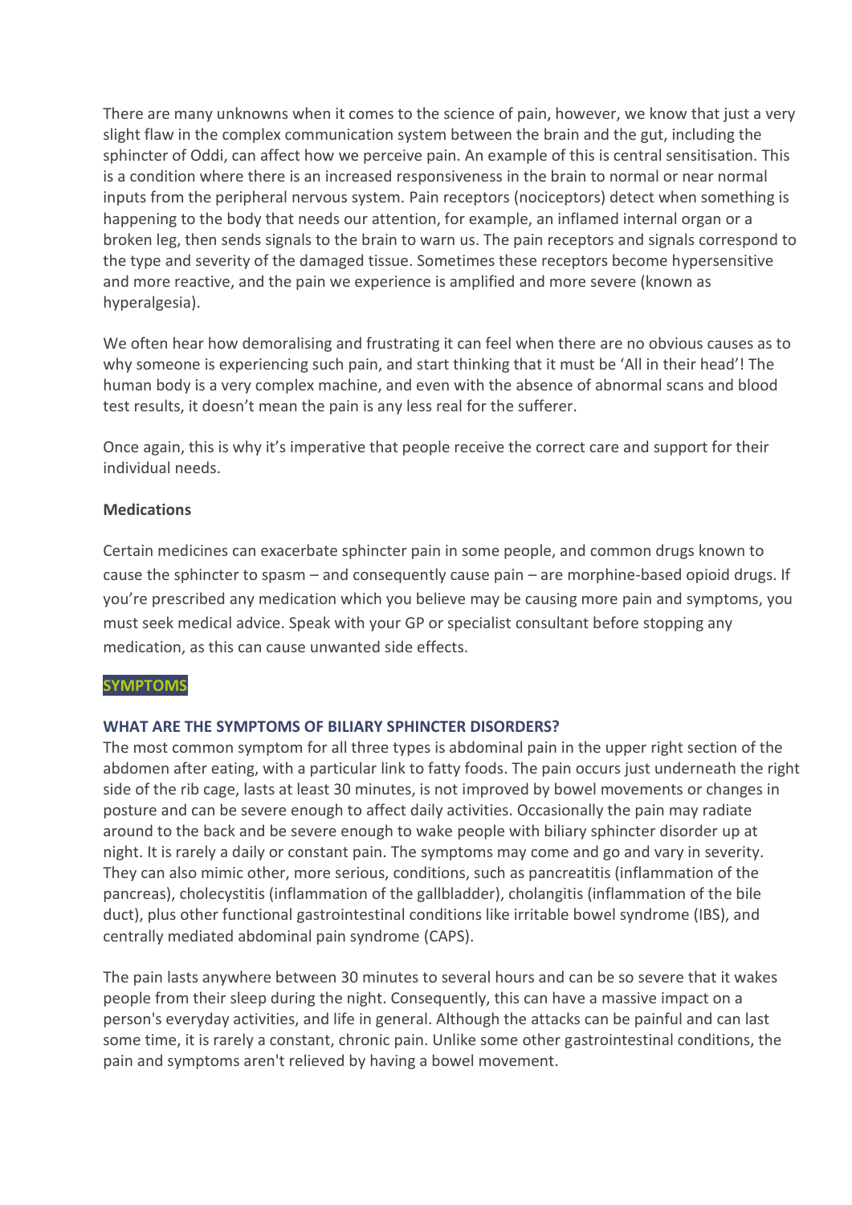There are many unknowns when it comes to the science of pain, however, we know that just a very slight flaw in the complex communication system between the brain and the gut, including the sphincter of Oddi, can affect how we perceive pain. An example of this is central sensitisation. This is a condition where there is an increased responsiveness in the brain to normal or near normal inputs from the peripheral nervous system. Pain receptors (nociceptors) detect when something is happening to the body that needs our attention, for example, an inflamed internal organ or a broken leg, then sends signals to the brain to warn us. The pain receptors and signals correspond to the type and severity of the damaged tissue. Sometimes these receptors become hypersensitive and more reactive, and the pain we experience is amplified and more severe (known as hyperalgesia).

We often hear how demoralising and frustrating it can feel when there are no obvious causes as to why someone is experiencing such pain, and start thinking that it must be 'All in their head'! The human body is a very complex machine, and even with the absence of abnormal scans and blood test results, it doesn't mean the pain is any less real for the sufferer.

Once again, this is why it's imperative that people receive the correct care and support for their individual needs.

**Medications**

Certain medicines can exacerbate sphincter pain in some people, and common drugs known to cause the sphincter to spasm – and consequently cause pain – are morphine-based opioid drugs. If you're prescribed any medication which you believe may be causing more pain and symptoms, you must seek medical advice. Speak with your GP or specialist consultant before stopping any medication, as this can cause unwanted side effects.

## SYMPTOMS

### WHAT ARE THE SYMPTOMS OF BILIARY SPHINCTER DISORDERS?

The most common symptom for all three types is abdominal pain in the upper right section of the abdomen after eating, with a particular link to fatty foods. The pain occurs just underneath the right side of the rib cage, lasts at least 30 minutes, is not improved by bowel movements or changes in posture and can be severe enough to affect daily activities. Occasionally the pain may radiate around to the back and be severe enough to wake people with biliary sphincter disorder up at night. It is rarely a daily or constant pain. The symptoms may come and go and vary in severity. They can also mimic other, more serious, conditions, such as pancreatitis (inflammation of the pancreas), cholecystitis (inflammation of the gallbladder), cholangitis (inflammation of the bile duct), plus other functional gastrointestinal conditions like irritable bowel syndrome (IBS), and centrally mediated abdominal pain syndrome (CAPS).

The pain lasts anywhere between 30 minutes to several hours and can be so severe that it wakes people from their sleep during the night. Consequently, this can have a massive impact on a person's everyday activities, and life in general. Although the attacks can be painful and can last some time, it is rarely a constant, chronic pain. Unlike some other gastrointestinal conditions, the pain and symptoms aren't relieved by having a bowel movement.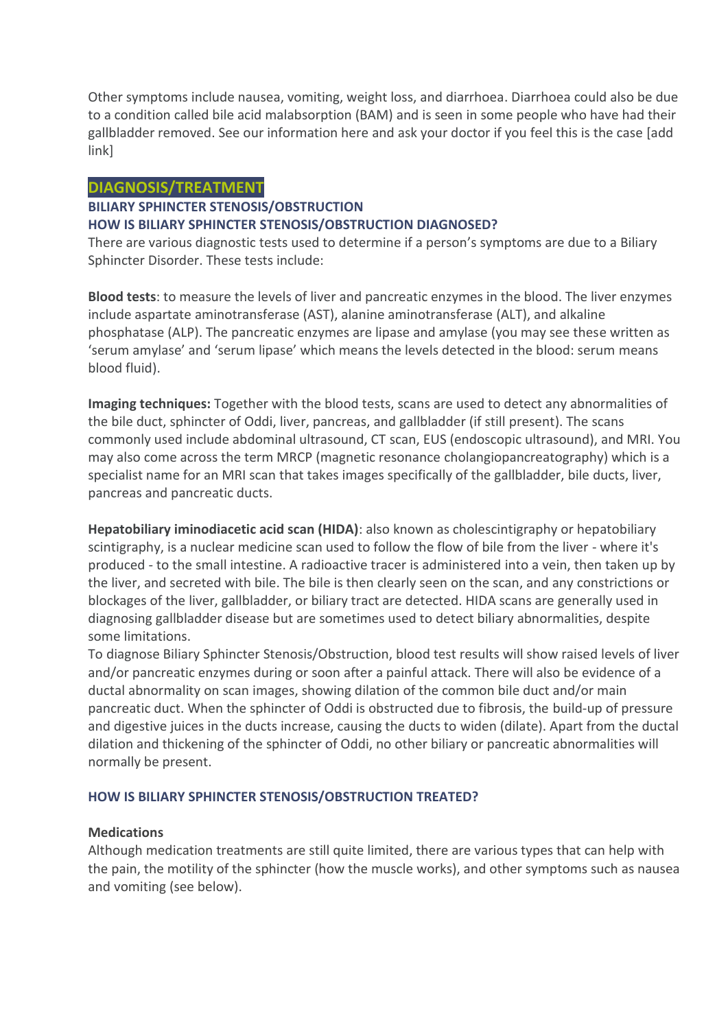Other symptoms include nausea, vomiting, weight loss, and diarrhoea. Diarrhoea could also be due to a condition called bile acid malabsorption (BAM) and is seen in some people who have had their gallbladder removed. See our information here and ask your doctor if you feel this is the case [add link]

## DIAGNOSIS/TREATMENT

### BILIARY SPHINCTER STENOSIS/OBSTRUCTION

### HOW IS BILIARY SPHINCTER STENOSIS/OBSTRUCTION DIAGNOSED?

There are various diagnostic tests used to determine if a person's symptoms are due to a Biliary Sphincter Disorder. These tests include:

**Blood tests**: to measure the levels of liver and pancreatic enzymes in the blood. The liver enzymes include aspartate aminotransferase (AST), alanine aminotransferase (ALT), and alkaline phosphatase (ALP). The pancreatic enzymes are lipase and amylase (you may see these written as 'serum amylase' and 'serum lipase' which means the levels detected in the blood: serum means blood fluid).

**Imaging techniques:** Together with the blood tests, scans are used to detect any abnormalities of the bile duct, sphincter of Oddi, liver, pancreas, and gallbladder (if still present). The scans commonly used include abdominal ultrasound, CT scan, EUS (endoscopic ultrasound), and MRI. You may also come across the term MRCP (magnetic resonance cholangiopancreatography) which is a specialist name for an MRI scan that takes images specifically of the gallbladder, bile ducts, liver, pancreas and pancreatic ducts.

**Hepatobiliary iminodiacetic acid scan (HIDA)**: also known as cholescintigraphy or hepatobiliary scintigraphy, is a nuclear medicine scan used to follow the flow of bile from the liver - where it's produced - to the small intestine. A radioactive tracer is administered into a vein, then taken up by the liver, and secreted with bile. The bile is then clearly seen on the scan, and any constrictions or blockages of the liver, gallbladder, or biliary tract are detected. HIDA scans are generally used in diagnosing gallbladder disease but are sometimes used to detect biliary abnormalities, despite some limitations.

To diagnose Biliary Sphincter Stenosis/Obstruction, blood test results will show raised levels of liver and/or pancreatic enzymes during or soon after a painful attack. There will also be evidence of a ductal abnormality on scan images, showing dilation of the common bile duct and/or main pancreatic duct. When the sphincter of Oddi is obstructed due to fibrosis, the build-up of pressure and digestive juices in the ducts increase, causing the ducts to widen (dilate). Apart from the ductal dilation and thickening of the sphincter of Oddi, no other biliary or pancreatic abnormalities will normally be present.

### HOW IS BILIARY SPHINCTER STENOSIS/OBSTRUCTION TREATED?

**Medications**

Although medication treatments are still quite limited, there are various types that can help with the pain, the motility of the sphincter (how the muscle works), and other symptoms such as nausea and vomiting (see below).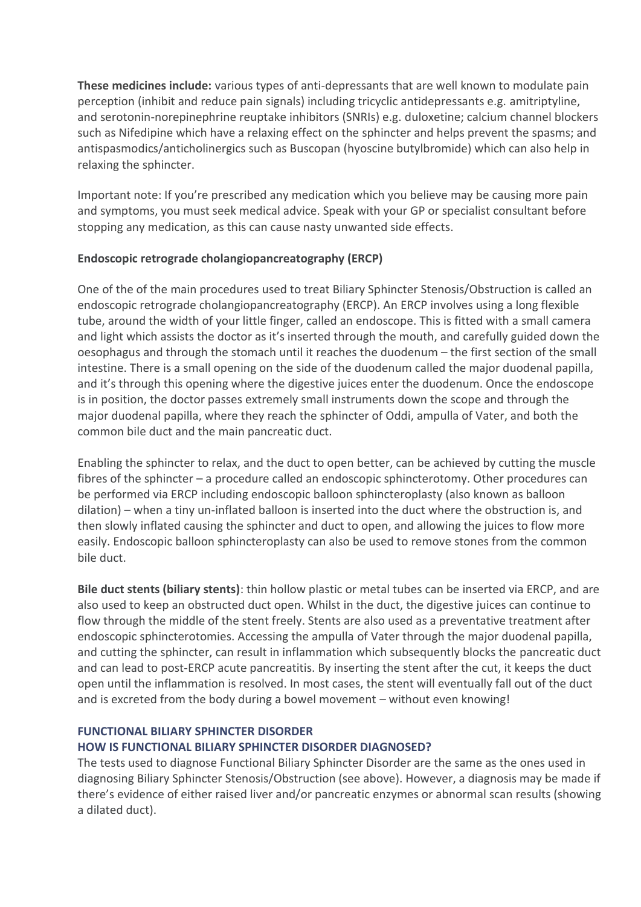**These medicines include:** various types of anti-depressants that are well known to modulate pain perception (inhibit and reduce pain signals) including tricyclic antidepressants e.g. amitriptyline, and serotonin-norepinephrine reuptake inhibitors (SNRIs) e.g. duloxetine; calcium channel blockers such as Nifedipine which have a relaxing effect on the sphincter and helps prevent the spasms; and antispasmodics/anticholinergics such as Buscopan (hyoscine butylbromide) which can also help in relaxing the sphincter.

Important note: If you're prescribed any medication which you believe may be causing more pain and symptoms, you must seek medical advice. Speak with your GP or specialist consultant before stopping any medication, as this can cause nasty unwanted side effects.

**Endoscopic retrograde cholangiopancreatography (ERCP)**

One of the of the main procedures used to treat Biliary Sphincter Stenosis/Obstruction is called an endoscopic retrograde cholangiopancreatography (ERCP). An ERCP involves using a long flexible tube, around the width of your little finger, called an endoscope. This is fitted with a small camera and light which assists the doctor as it's inserted through the mouth, and carefully guided down the oesophagus and through the stomach until it reaches the duodenum – the first section of the small intestine. There is a small opening on the side of the duodenum called the major duodenal papilla, and it's through this opening where the digestive juices enter the duodenum. Once the endoscope is in position, the doctor passes extremely small instruments down the scope and through the major duodenal papilla, where they reach the sphincter of Oddi, ampulla of Vater, and both the common bile duct and the main pancreatic duct.

Enabling the sphincter to relax, and the duct to open better, can be achieved by cutting the muscle fibres of the sphincter – a procedure called an endoscopic sphincterotomy. Other procedures can be performed via ERCP including endoscopic balloon sphincteroplasty (also known as balloon dilation) – when a tiny un-inflated balloon is inserted into the duct where the obstruction is, and then slowly inflated causing the sphincter and duct to open, and allowing the juices to flow more easily. Endoscopic balloon sphincteroplasty can also be used to remove stones from the common bile duct.

**Bile duct stents (biliary stents)**: thin hollow plastic or metal tubes can be inserted via ERCP, and are also used to keep an obstructed duct open. Whilst in the duct, the digestive juices can continue to flow through the middle of the stent freely. Stents are also used as a preventative treatment after endoscopic sphincterotomies. Accessing the ampulla of Vater through the major duodenal papilla, and cutting the sphincter, can result in inflammation which subsequently blocks the pancreatic duct and can lead to post-ERCP acute pancreatitis. By inserting the stent after the cut, it keeps the duct open until the inflammation is resolved. In most cases, the stent will eventually fall out of the duct and is excreted from the body during a bowel movement – without even knowing!

## FUNCTIONAL BILIARY SPHINCTER DISORDER

### HOW IS FUNCTIONAL BILIARY SPHINCTER DISORDER DIAGNOSED?

The tests used to diagnose Functional Biliary Sphincter Disorder are the same as the ones used in diagnosing Biliary Sphincter Stenosis/Obstruction (see above). However, a diagnosis may be made if there's evidence of either raised liver and/or pancreatic enzymes or abnormal scan results (showing a dilated duct).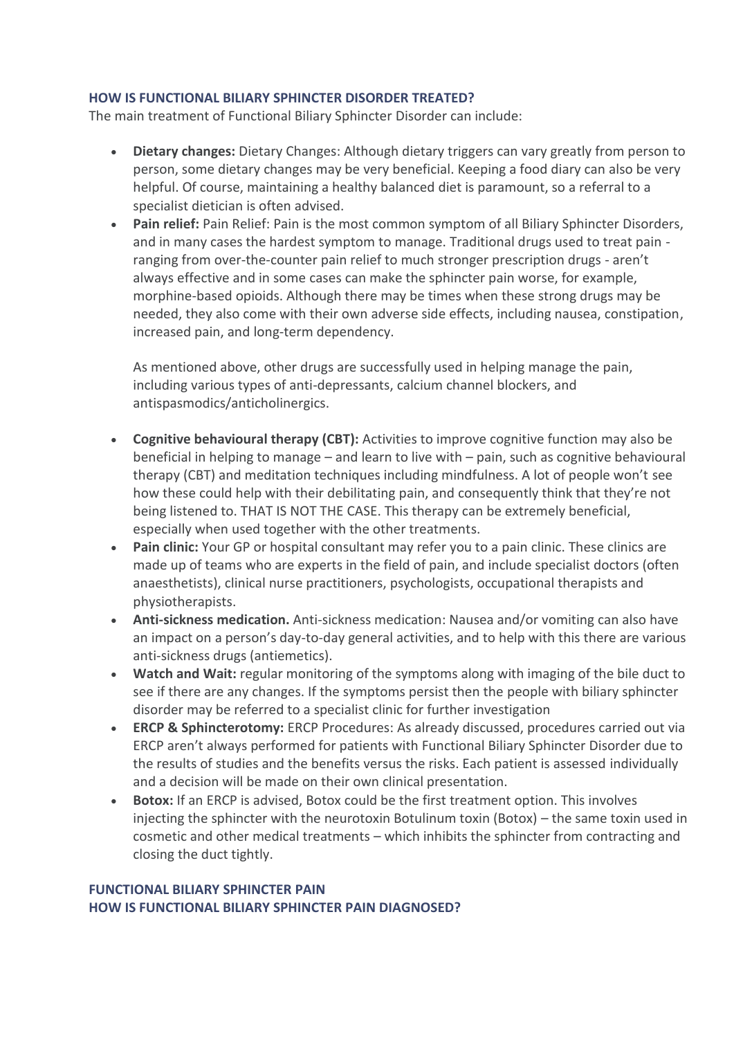## HOW IS FUNCTIONAL BILIARY SPHINCTER DISORDER TREATED?

The main treatment of Functional Biliary Sphincter Disorder can include:

- **Dietary changes:** Dietary Changes: Although dietary triggers can vary greatly from person to person, some dietary changes may be very beneficial. Keeping a food diary can also be very helpful. Of course, maintaining a healthy balanced diet is paramount, so a referral to a specialist dietician is often advised.
- **Pain relief:** Pain Relief: Pain is the most common symptom of all Biliary Sphincter Disorders, and in many cases the hardest symptom to manage. Traditional drugs used to treat pain - ranging from over-the-counter pain relief to much stronger prescription drugs - aren't always effective and in some cases can make the sphincter pain worse, for example, morphine-based opioids. Although there may be times when these strong drugs may be needed, they also come with their own adverse side effects, including nausea, constipation, increased pain, and long-term dependency.

  As mentioned above, other drugs are successfully used in helping manage the pain, including various types of anti-depressants, calcium channel blockers, and antispasmodics/anticholinergics.

- **Cognitive behavioural therapy (CBT):** Activities to improve cognitive function may also be beneficial in helping to manage – and learn to live with – pain, such as cognitive behavioural therapy (CBT) and meditation techniques including mindfulness. A lot of people won't see how these could help with their debilitating pain, and consequently think that they're not being listened to. THAT IS NOT THE CASE. This therapy can be extremely beneficial, especially when used together with the other treatments.
- **Pain clinic:** Your GP or hospital consultant may refer you to a pain clinic. These clinics are made up of teams who are experts in the field of pain, and include specialist doctors (often anaesthetists), clinical nurse practitioners, psychologists, occupational therapists and physiotherapists.
- **Anti-sickness medication.** Anti-sickness medication: Nausea and/or vomiting can also have an impact on a person's day-to-day general activities, and to help with this there are various anti-sickness drugs (antiemetics).
- **Watch and Wait:** regular monitoring of the symptoms along with imaging of the bile duct to see if there are any changes. If the symptoms persist then the people with biliary sphincter disorder may be referred to a specialist clinic for further investigation
- **ERCP & Sphincterotomy:** ERCP Procedures: As already discussed, procedures carried out via ERCP aren't always performed for patients with Functional Biliary Sphincter Disorder due to the results of studies and the benefits versus the risks. Each patient is assessed individually and a decision will be made on their own clinical presentation.
- **Botox:** If an ERCP is advised, Botox could be the first treatment option. This involves injecting the sphincter with the neurotoxin Botulinum toxin (Botox) – the same toxin used in cosmetic and other medical treatments – which inhibits the sphincter from contracting and closing the duct tightly.

## FUNCTIONAL BILIARY SPHINCTER PAIN

## HOW IS FUNCTIONAL BILIARY SPHINCTER PAIN DIAGNOSED?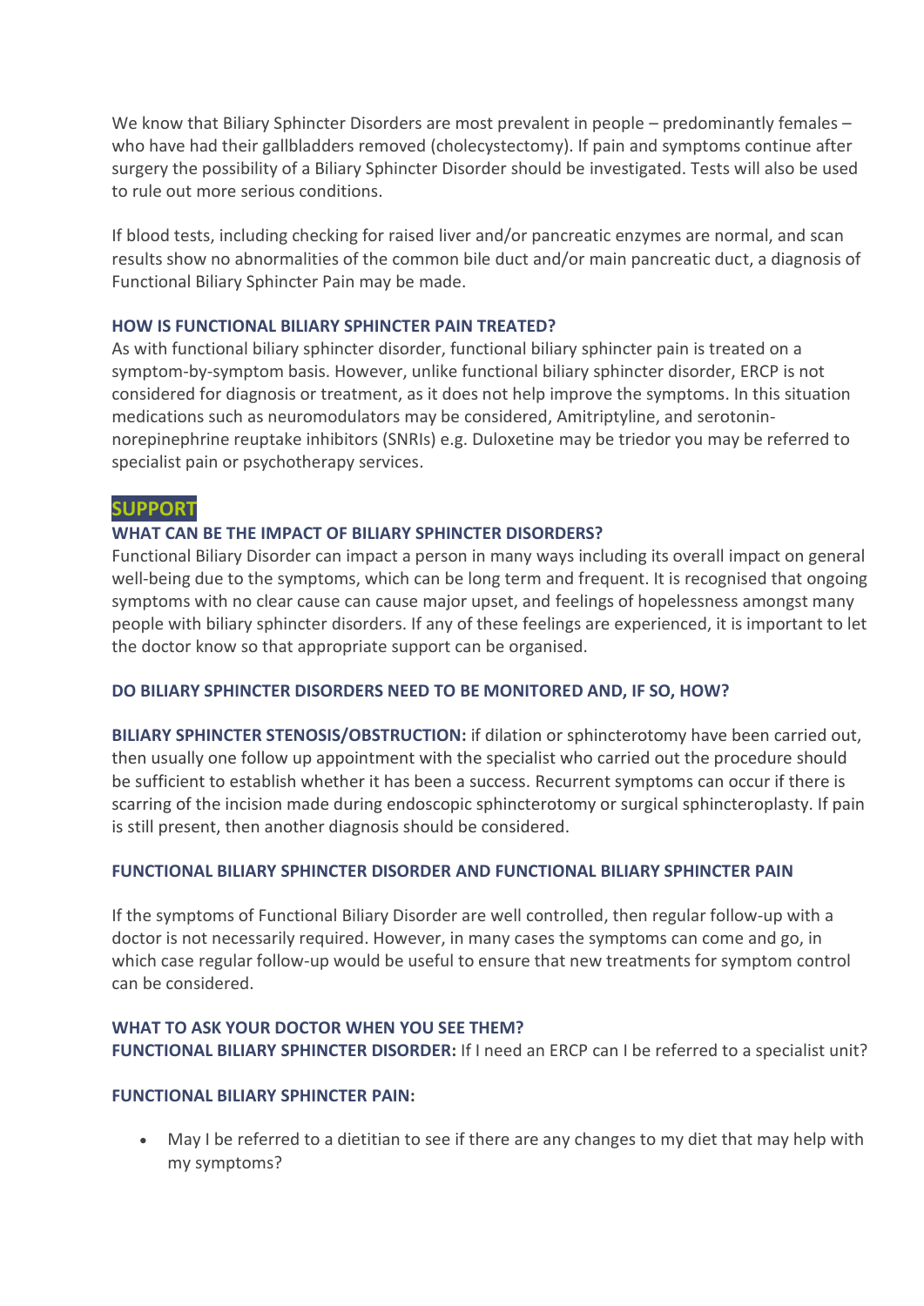We know that Biliary Sphincter Disorders are most prevalent in people – predominantly females – who have had their gallbladders removed (cholecystectomy). If pain and symptoms continue after surgery the possibility of a Biliary Sphincter Disorder should be investigated. Tests will also be used to rule out more serious conditions.

If blood tests, including checking for raised liver and/or pancreatic enzymes are normal, and scan results show no abnormalities of the common bile duct and/or main pancreatic duct, a diagnosis of Functional Biliary Sphincter Pain may be made.

### HOW IS FUNCTIONAL BILIARY SPHINCTER PAIN TREATED?

As with functional biliary sphincter disorder, functional biliary sphincter pain is treated on a symptom-by-symptom basis. However, unlike functional biliary sphincter disorder, ERCP is not considered for diagnosis or treatment, as it does not help improve the symptoms. In this situation medications such as neuromodulators may be considered, Amitriptyline, and serotonin-norepinephrine reuptake inhibitors (SNRIs) e.g. Duloxetine may be triedor you may be referred to specialist pain or psychotherapy services.

## SUPPORT

### WHAT CAN BE THE IMPACT OF BILIARY SPHINCTER DISORDERS?

Functional Biliary Disorder can impact a person in many ways including its overall impact on general well-being due to the symptoms, which can be long term and frequent. It is recognised that ongoing symptoms with no clear cause can cause major upset, and feelings of hopelessness amongst many people with biliary sphincter disorders. If any of these feelings are experienced, it is important to let the doctor know so that appropriate support can be organised.

### DO BILIARY SPHINCTER DISORDERS NEED TO BE MONITORED AND, IF SO, HOW?

**BILIARY SPHINCTER STENOSIS/OBSTRUCTION:** if dilation or sphincterotomy have been carried out, then usually one follow up appointment with the specialist who carried out the procedure should be sufficient to establish whether it has been a success. Recurrent symptoms can occur if there is scarring of the incision made during endoscopic sphincterotomy or surgical sphincteroplasty. If pain is still present, then another diagnosis should be considered.

### FUNCTIONAL BILIARY SPHINCTER DISORDER AND FUNCTIONAL BILIARY SPHINCTER PAIN

If the symptoms of Functional Biliary Disorder are well controlled, then regular follow-up with a doctor is not necessarily required. However, in many cases the symptoms can come and go, in which case regular follow-up would be useful to ensure that new treatments for symptom control can be considered.

### WHAT TO ASK YOUR DOCTOR WHEN YOU SEE THEM?

**FUNCTIONAL BILIARY SPHINCTER DISORDER:** If I need an ERCP can I be referred to a specialist unit?

**FUNCTIONAL BILIARY SPHINCTER PAIN:**

- May I be referred to a dietitian to see if there are any changes to my diet that may help with my symptoms?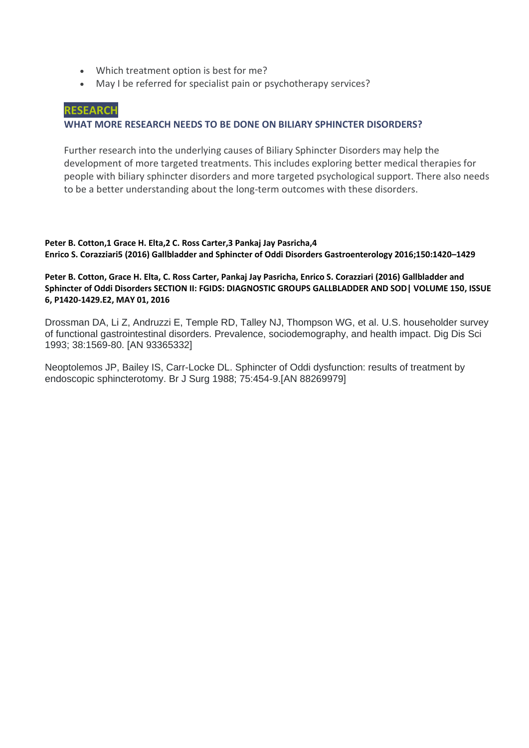- Which treatment option is best for me?
- May I be referred for specialist pain or psychotherapy services?

## RESEARCH

### WHAT MORE RESEARCH NEEDS TO BE DONE ON BILIARY SPHINCTER DISORDERS?

Further research into the underlying causes of Biliary Sphincter Disorders may help the development of more targeted treatments. This includes exploring better medical therapies for people with biliary sphincter disorders and more targeted psychological support. There also needs to be a better understanding about the long-term outcomes with these disorders.

**Peter B. Cotton,[1] Grace H. Elta,[2] C. Ross Carter,[3] Pankaj Jay Pasricha,[4] Enrico S. Corazziari[5] (2016) Gallbladder and Sphincter of Oddi Disorders Gastroenterology 2016;150:1420–1429**

**Peter B. Cotton, Grace H. Elta, C. Ross Carter, Pankaj Jay Pasricha, Enrico S. Corazziari (2016) Gallbladder and Sphincter of Oddi Disorders SECTION II: FGIDS: DIAGNOSTIC GROUPS GALLBLADDER AND SOD| VOLUME 150, ISSUE 6, P1420-1429.E2, MAY 01, 2016**

Drossman DA, Li Z, Andruzzi E, Temple RD, Talley NJ, Thompson WG, et al. U.S. householder survey of functional gastrointestinal disorders. Prevalence, sociodemography, and health impact. Dig Dis Sci 1993; 38:1569-80. [AN 93365332]

Neoptolemos JP, Bailey IS, Carr-Locke DL. Sphincter of Oddi dysfunction: results of treatment by endoscopic sphincterotomy. Br J Surg 1988; 75:454-9.[AN 88269979]